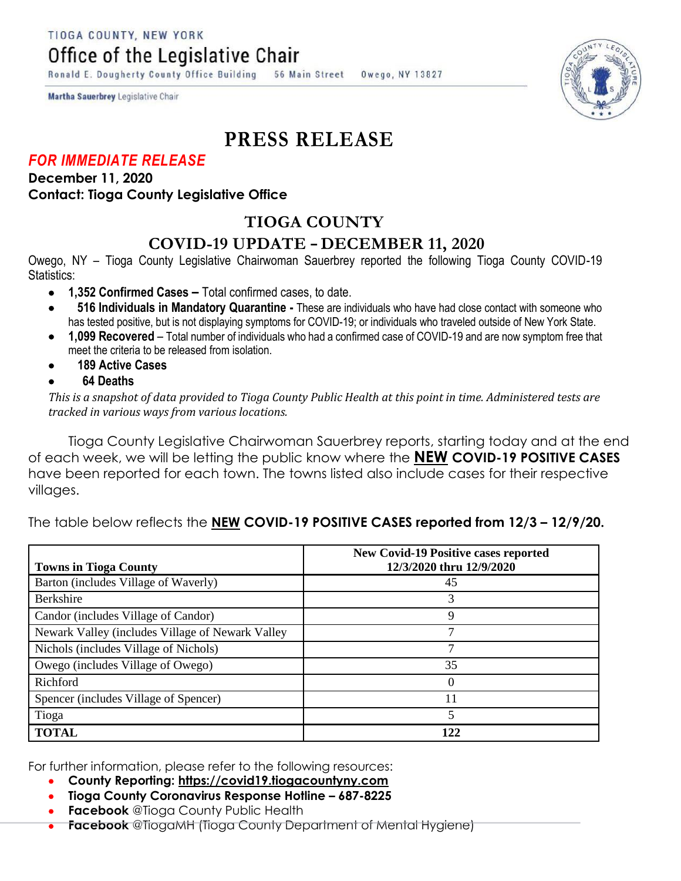TIOGA COUNTY, NEW YORK

# Office of the Legislative Chair

Ronald E. Dougherty County Office Building    56 Main Street    Owego, NY 13827

**Martha Sauerbrey** Legislative Chair

# PRESS RELEASE

***FOR IMMEDIATE RELEASE***

**December 11, 2020**

**Contact: Tioga County Legislative Office**

## TIOGA COUNTY

## COVID-19 UPDATE – DECEMBER 11, 2020

Owego, NY – Tioga County Legislative Chairwoman Sauerbrey reported the following Tioga County COVID-19 Statistics:

- **1,352 Confirmed Cases –** Total confirmed cases, to date.
- **516 Individuals in Mandatory Quarantine -** These are individuals who have had close contact with someone who has tested positive, but is not displaying symptoms for COVID-19; or individuals who traveled outside of New York State.
- **1,099 Recovered** – Total number of individuals who had a confirmed case of COVID-19 and are now symptom free that meet the criteria to be released from isolation.
- **189 Active Cases**
- **64 Deaths**

*This is a snapshot of data provided to Tioga County Public Health at this point in time. Administered tests are tracked in various ways from various locations.*

Tioga County Legislative Chairwoman Sauerbrey reports, starting today and at the end of each week, we will be letting the public know where the **NEW COVID-19 POSITIVE CASES** have been reported for each town. The towns listed also include cases for their respective villages.

The table below reflects the **NEW COVID-19 POSITIVE CASES reported from 12/3 – 12/9/20.**

| Towns in Tioga County | New Covid-19 Positive cases reported 12/3/2020 thru 12/9/2020 |
|---|---|
| Barton (includes Village of Waverly) | 45 |
| Berkshire | 3 |
| Candor (includes Village of Candor) | 9 |
| Newark Valley (includes Village of Newark Valley | 7 |
| Nichols (includes Village of Nichols) | 7 |
| Owego (includes Village of Owego) | 35 |
| Richford | 0 |
| Spencer (includes Village of Spencer) | 11 |
| Tioga | 5 |
| **TOTAL** | **122** |

For further information, please refer to the following resources:

- **County Reporting: https://covid19.tiogacountyny.com**
- **Tioga County Coronavirus Response Hotline – 687-8225**
- **Facebook** @Tioga County Public Health
- **Facebook** @TiogaMH (Tioga County Department of Mental Hygiene)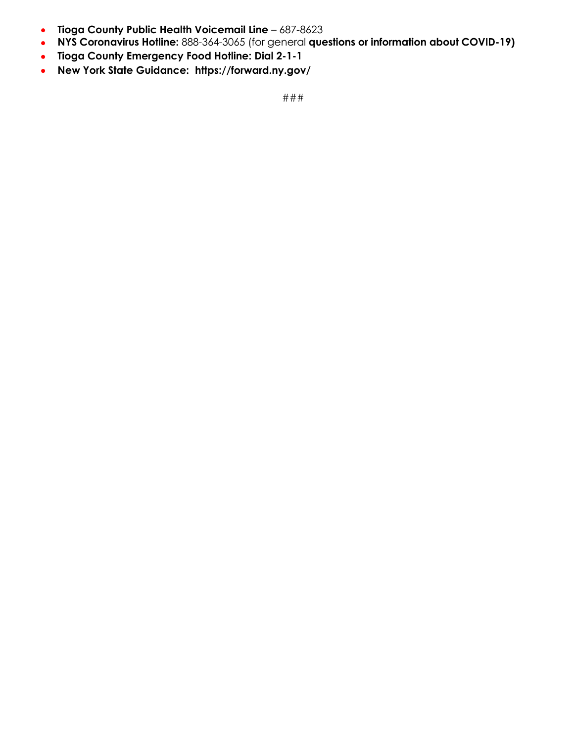- **Tioga County Public Health Voicemail Line** – 687-8623
- **NYS Coronavirus Hotline:** 888-364-3065 (for general **questions or information about COVID-19)**
- **Tioga County Emergency Food Hotline: Dial 2-1-1**
- **New York State Guidance: https://forward.ny.gov/**

###